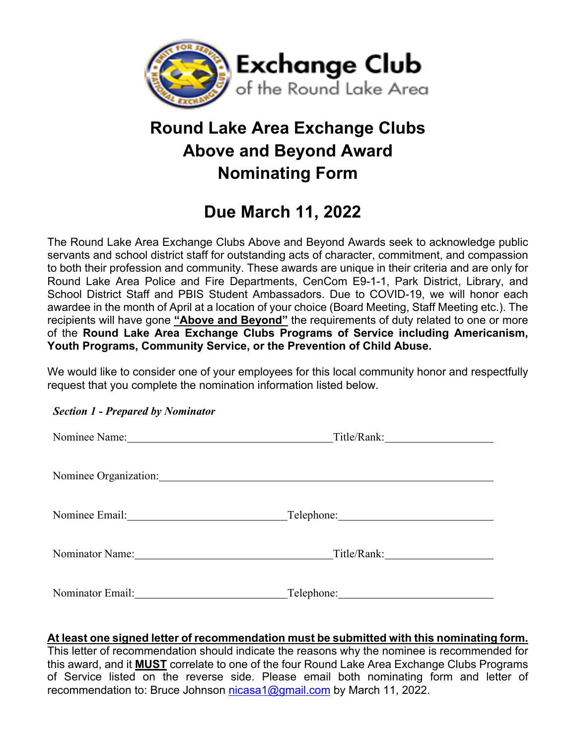Exchange Club of the Round Lake Area

# Round Lake Area Exchange Clubs Above and Beyond Award Nominating Form

## Due March 11, 2022

The Round Lake Area Exchange Clubs Above and Beyond Awards seek to acknowledge public servants and school district staff for outstanding acts of character, commitment, and compassion to both their profession and community. These awards are unique in their criteria and are only for Round Lake Area Police and Fire Departments, CenCom E9-1-1, Park District, Library, and School District Staff and PBIS Student Ambassadors. Due to COVID-19, we will honor each awardee in the month of April at a location of your choice (Board Meeting, Staff Meeting etc.). The recipients will have gone **"Above and Beyond"** the requirements of duty related to one or more of the **Round Lake Area Exchange Clubs Programs of Service including Americanism, Youth Programs, Community Service, or the Prevention of Child Abuse.**

We would like to consider one of your employees for this local community honor and respectfully request that you complete the nomination information listed below.

***Section 1 - Prepared by Nominator***

Nominee Name:\_\_\_\_\_\_\_\_\_\_\_\_\_\_\_\_\_\_\_\_\_\_\_\_\_\_\_\_\_\_ Title/Rank:\_\_\_\_\_\_\_\_\_\_\_\_\_\_\_\_

Nominee Organization:\_\_\_\_\_\_\_\_\_\_\_\_\_\_\_\_\_\_\_\_\_\_\_\_\_\_\_\_\_\_\_\_\_\_\_\_\_\_\_\_\_\_\_\_\_\_\_\_

Nominee Email:\_\_\_\_\_\_\_\_\_\_\_\_\_\_\_\_\_\_\_\_\_\_\_\_ Telephone:\_\_\_\_\_\_\_\_\_\_\_\_\_\_\_\_\_\_\_\_\_\_\_\_

Nominator Name:\_\_\_\_\_\_\_\_\_\_\_\_\_\_\_\_\_\_\_\_\_\_\_\_\_\_\_\_\_\_ Title/Rank:\_\_\_\_\_\_\_\_\_\_\_\_\_\_\_\_

Nominator Email:\_\_\_\_\_\_\_\_\_\_\_\_\_\_\_\_\_\_\_\_\_\_\_\_ Telephone:\_\_\_\_\_\_\_\_\_\_\_\_\_\_\_\_\_\_\_\_\_\_\_\_

**At least one signed letter of recommendation must be submitted with this nominating form.** This letter of recommendation should indicate the reasons why the nominee is recommended for this award, and it **MUST** correlate to one of the four Round Lake Area Exchange Clubs Programs of Service listed on the reverse side. Please email both nominating form and letter of recommendation to: Bruce Johnson nicasa1@gmail.com by March 11, 2022.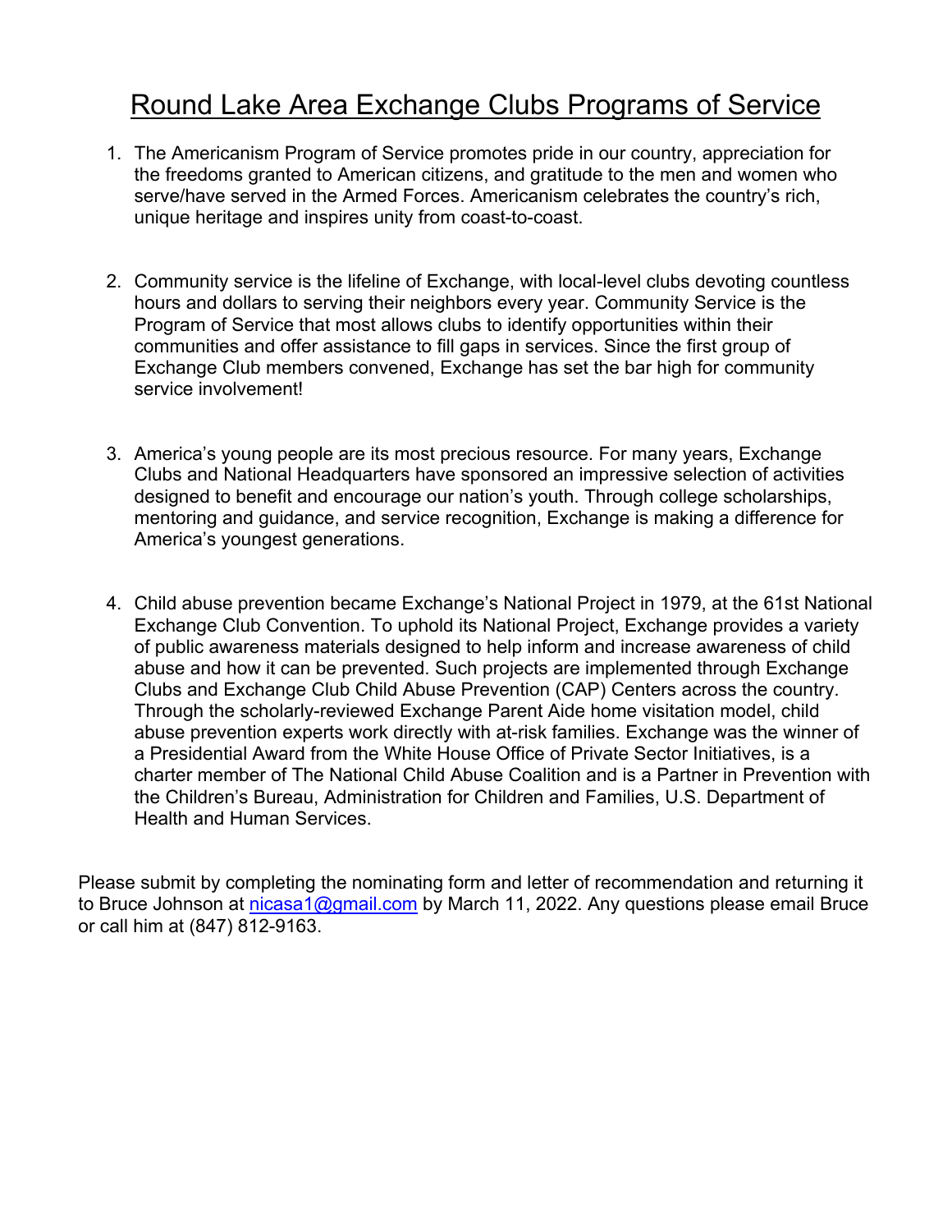# Round Lake Area Exchange Clubs Programs of Service

1. The Americanism Program of Service promotes pride in our country, appreciation for the freedoms granted to American citizens, and gratitude to the men and women who serve/have served in the Armed Forces. Americanism celebrates the country's rich, unique heritage and inspires unity from coast-to-coast.

2. Community service is the lifeline of Exchange, with local-level clubs devoting countless hours and dollars to serving their neighbors every year. Community Service is the Program of Service that most allows clubs to identify opportunities within their communities and offer assistance to fill gaps in services. Since the first group of Exchange Club members convened, Exchange has set the bar high for community service involvement!

3. America's young people are its most precious resource. For many years, Exchange Clubs and National Headquarters have sponsored an impressive selection of activities designed to benefit and encourage our nation's youth. Through college scholarships, mentoring and guidance, and service recognition, Exchange is making a difference for America's youngest generations.

4. Child abuse prevention became Exchange's National Project in 1979, at the 61st National Exchange Club Convention. To uphold its National Project, Exchange provides a variety of public awareness materials designed to help inform and increase awareness of child abuse and how it can be prevented. Such projects are implemented through Exchange Clubs and Exchange Club Child Abuse Prevention (CAP) Centers across the country. Through the scholarly-reviewed Exchange Parent Aide home visitation model, child abuse prevention experts work directly with at-risk families. Exchange was the winner of a Presidential Award from the White House Office of Private Sector Initiatives, is a charter member of The National Child Abuse Coalition and is a Partner in Prevention with the Children's Bureau, Administration for Children and Families, U.S. Department of Health and Human Services.

Please submit by completing the nominating form and letter of recommendation and returning it to Bruce Johnson at nicasa1@gmail.com by March 11, 2022. Any questions please email Bruce or call him at (847) 812-9163.